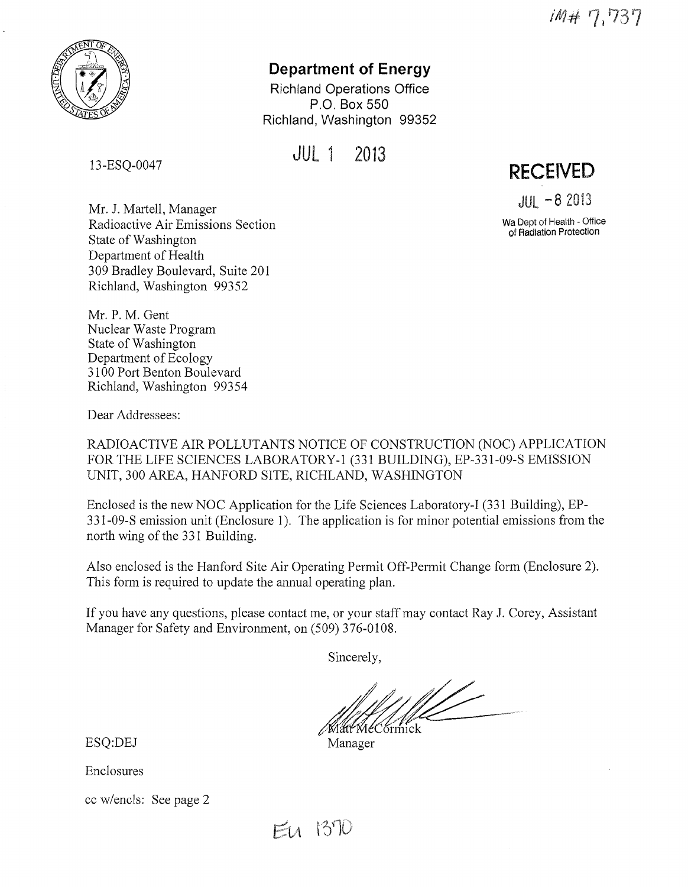IM# 7,737

**Department of Energy**

Richland Operations Office
P.O. Box 550
Richland, Washington 99352

JUL 1 2013

13-ESQ-0047

**RECEIVED**

JUL - 8 2013

Wa Dept of Health - Office of Radiation Protection

Mr. J. Martell, Manager
Radioactive Air Emissions Section
State of Washington
Department of Health
309 Bradley Boulevard, Suite 201
Richland, Washington 99352

Mr. P. M. Gent
Nuclear Waste Program
State of Washington
Department of Ecology
3100 Port Benton Boulevard
Richland, Washington 99354

Dear Addressees:

RADIOACTIVE AIR POLLUTANTS NOTICE OF CONSTRUCTION (NOC) APPLICATION FOR THE LIFE SCIENCES LABORATORY-1 (331 BUILDING), EP-331-09-S EMISSION UNIT, 300 AREA, HANFORD SITE, RICHLAND, WASHINGTON

Enclosed is the new NOC Application for the Life Sciences Laboratory-I (331 Building), EP-331-09-S emission unit (Enclosure 1). The application is for minor potential emissions from the north wing of the 331 Building.

Also enclosed is the Hanford Site Air Operating Permit Off-Permit Change form (Enclosure 2). This form is required to update the annual operating plan.

If you have any questions, please contact me, or your staff may contact Ray J. Corey, Assistant Manager for Safety and Environment, on (509) 376-0108.

Sincerely,

Matt McCormick
Manager

ESQ:DEJ

Enclosures

cc w/encls: See page 2

EU 1370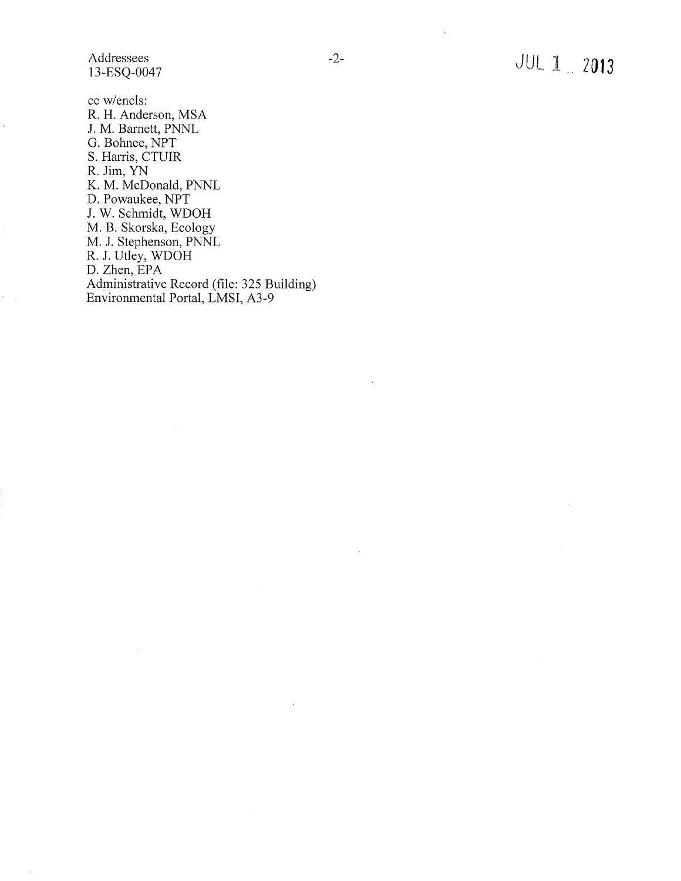cc w/encls:
R. H. Anderson, MSA
J. M. Barnett, PNNL
G. Bohnee, NPT
S. Harris, CTUIR
R. Jim, YN
K. M. McDonald, PNNL
D. Powaukee, NPT
J. W. Schmidt, WDOH
M. B. Skorska, Ecology
M. J. Stephenson, PNNL
R. J. Utley, WDOH
D. Zhen, EPA
Administrative Record (file: 325 Building)
Environmental Portal, LMSI, A3-9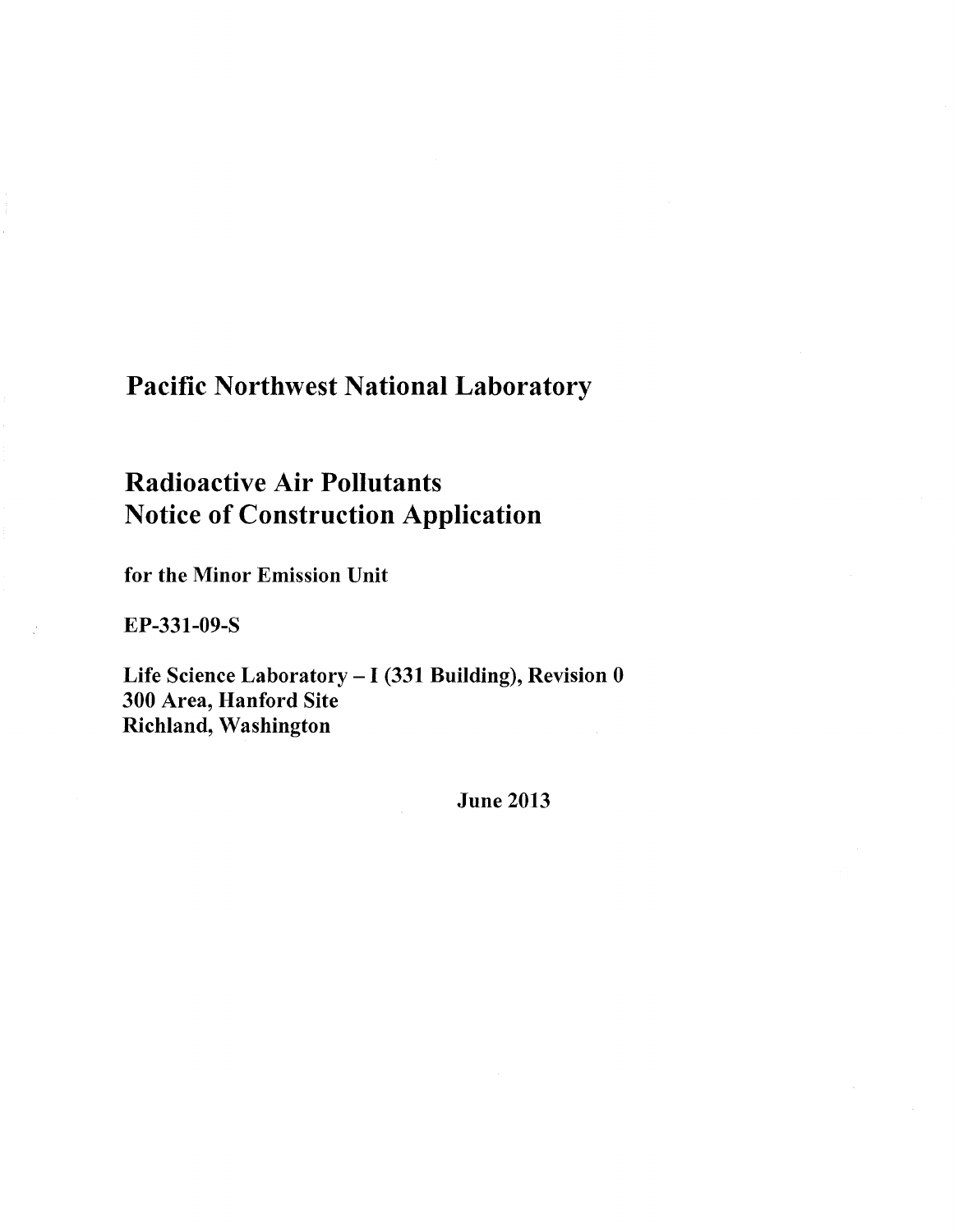# Pacific Northwest National Laboratory

## Radioactive Air Pollutants
## Notice of Construction Application

**for the Minor Emission Unit**

**EP-331-09-S**

**Life Science Laboratory – I (331 Building), Revision 0**
**300 Area, Hanford Site**
**Richland, Washington**

**June 2013**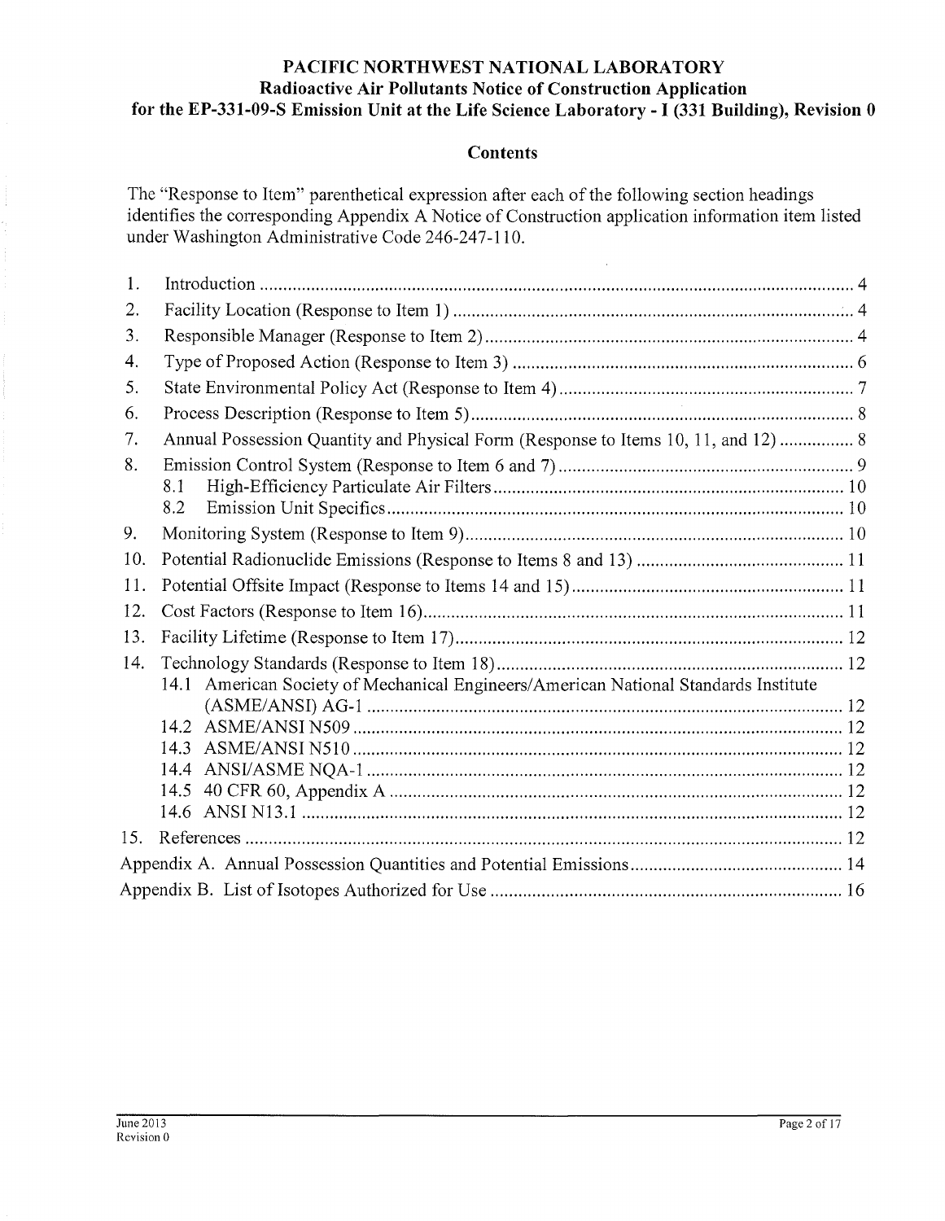**PACIFIC NORTHWEST NATIONAL LABORATORY**
**Radioactive Air Pollutants Notice of Construction Application**
**for the EP-331-09-S Emission Unit at the Life Science Laboratory - I (331 Building), Revision 0**

## Contents

The "Response to Item" parenthetical expression after each of the following section headings identifies the corresponding Appendix A Notice of Construction application information item listed under Washington Administrative Code 246-247-110.

1. Introduction .......... 4
2. Facility Location (Response to Item 1) .......... 4
3. Responsible Manager (Response to Item 2) .......... 4
4. Type of Proposed Action (Response to Item 3) .......... 6
5. State Environmental Policy Act (Response to Item 4) .......... 7
6. Process Description (Response to Item 5) .......... 8
7. Annual Possession Quantity and Physical Form (Response to Items 10, 11, and 12) .......... 8
8. Emission Control System (Response to Item 6 and 7) .......... 9
   - 8.1 High-Efficiency Particulate Air Filters .......... 10
   - 8.2 Emission Unit Specifics .......... 10
9. Monitoring System (Response to Item 9) .......... 10
10. Potential Radionuclide Emissions (Response to Items 8 and 13) .......... 11
11. Potential Offsite Impact (Response to Items 14 and 15) .......... 11
12. Cost Factors (Response to Item 16) .......... 11
13. Facility Lifetime (Response to Item 17) .......... 12
14. Technology Standards (Response to Item 18) .......... 12
    - 14.1 American Society of Mechanical Engineers/American National Standards Institute (ASME/ANSI) AG-1 .......... 12
    - 14.2 ASME/ANSI N509 .......... 12
    - 14.3 ASME/ANSI N510 .......... 12
    - 14.4 ANSI/ASME NQA-1 .......... 12
    - 14.5 40 CFR 60, Appendix A .......... 12
    - 14.6 ANSI N13.1 .......... 12
15. References .......... 12

Appendix A. Annual Possession Quantities and Potential Emissions .......... 14

Appendix B. List of Isotopes Authorized for Use .......... 16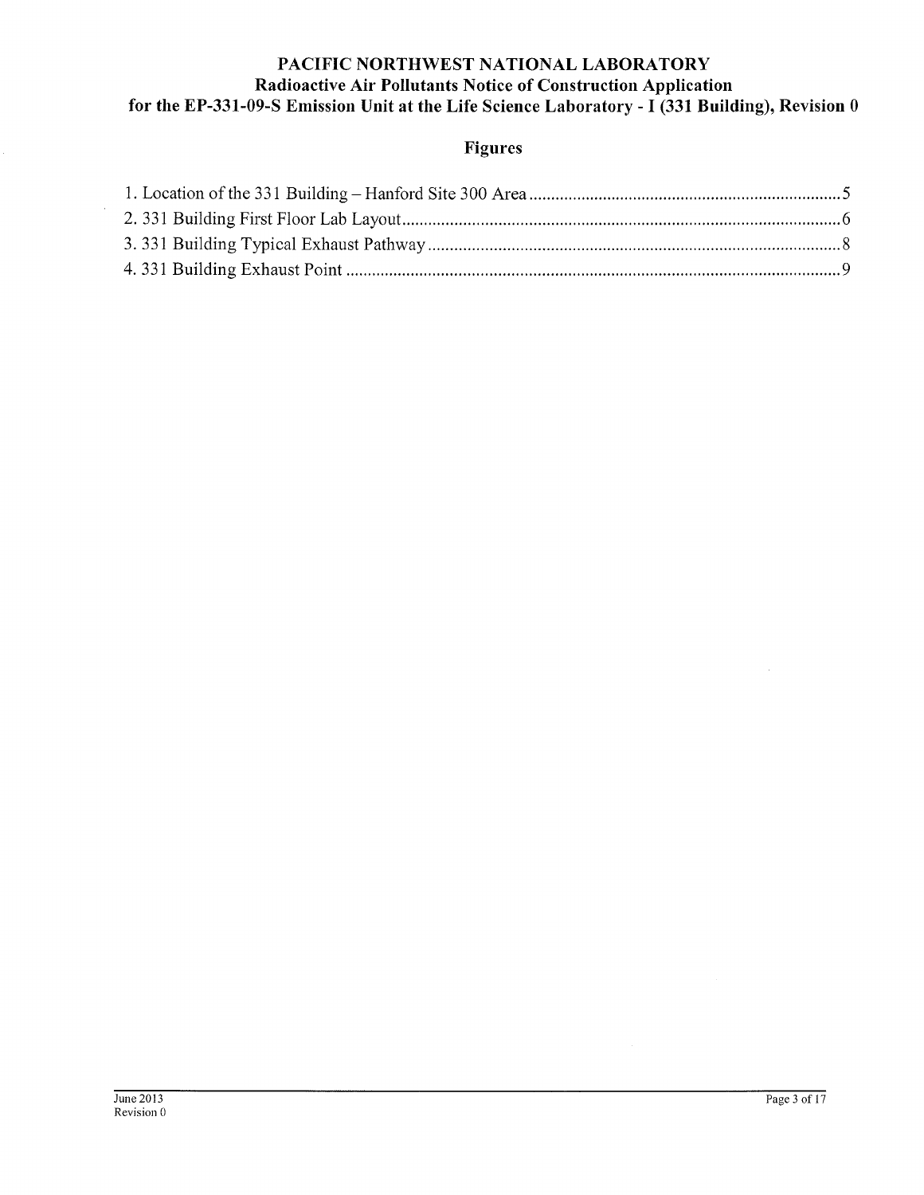## Figures

1. Location of the 331 Building – Hanford Site 300 Area ........................................................................ 5
2. 331 Building First Floor Lab Layout ..................................................................................................... 6
3. 331 Building Typical Exhaust Pathway ............................................................................................... 8
4. 331 Building Exhaust Point .................................................................................................................. 9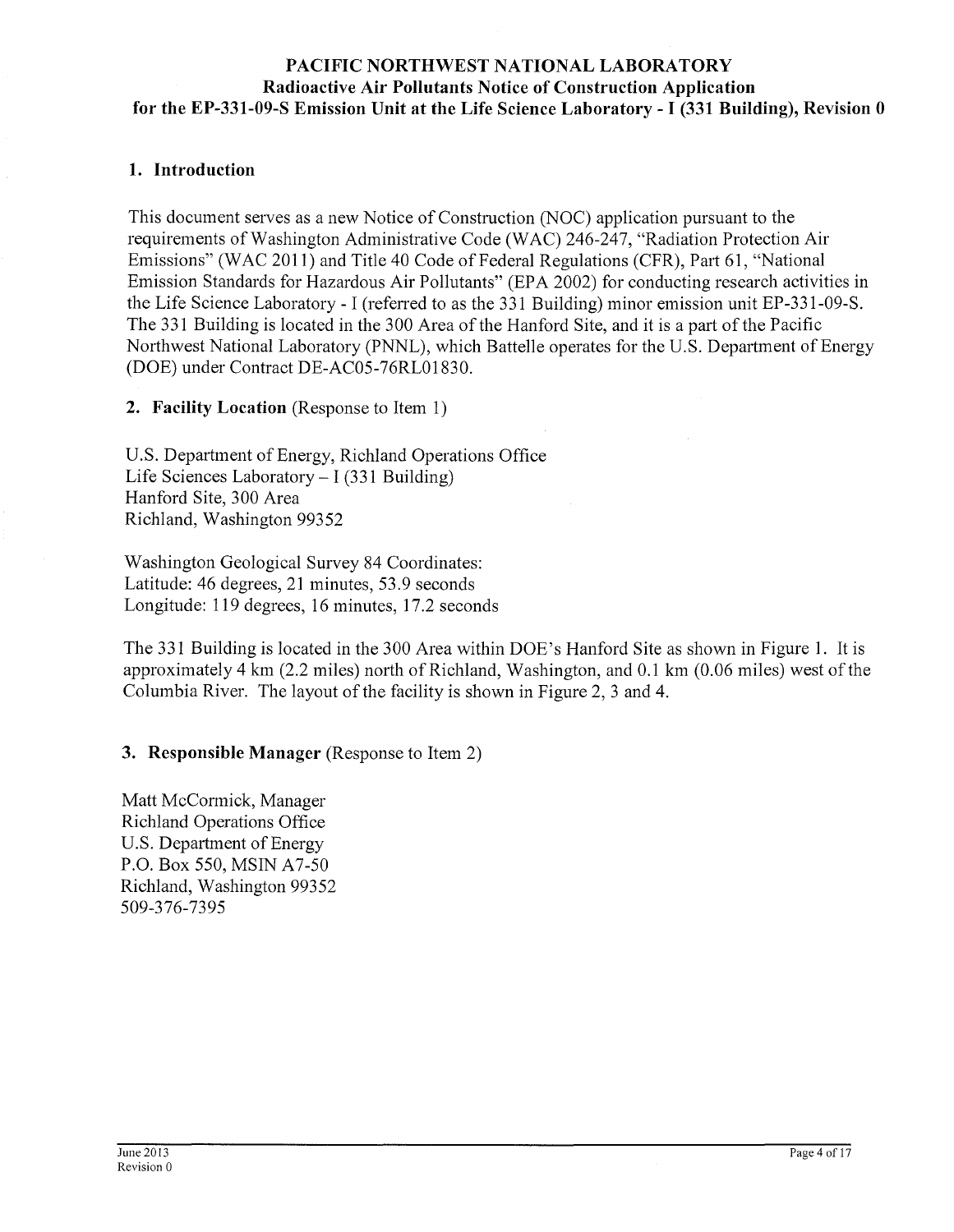**PACIFIC NORTHWEST NATIONAL LABORATORY**
**Radioactive Air Pollutants Notice of Construction Application**
**for the EP-331-09-S Emission Unit at the Life Science Laboratory - I (331 Building), Revision 0**

## 1. Introduction

This document serves as a new Notice of Construction (NOC) application pursuant to the requirements of Washington Administrative Code (WAC) 246-247, "Radiation Protection Air Emissions" (WAC 2011) and Title 40 Code of Federal Regulations (CFR), Part 61, "National Emission Standards for Hazardous Air Pollutants" (EPA 2002) for conducting research activities in the Life Science Laboratory - I (referred to as the 331 Building) minor emission unit EP-331-09-S. The 331 Building is located in the 300 Area of the Hanford Site, and it is a part of the Pacific Northwest National Laboratory (PNNL), which Battelle operates for the U.S. Department of Energy (DOE) under Contract DE-AC05-76RL01830.

## 2. Facility Location (Response to Item 1)

U.S. Department of Energy, Richland Operations Office
Life Sciences Laboratory – I (331 Building)
Hanford Site, 300 Area
Richland, Washington 99352

Washington Geological Survey 84 Coordinates:
Latitude: 46 degrees, 21 minutes, 53.9 seconds
Longitude: 119 degrees, 16 minutes, 17.2 seconds

The 331 Building is located in the 300 Area within DOE's Hanford Site as shown in Figure 1. It is approximately 4 km (2.2 miles) north of Richland, Washington, and 0.1 km (0.06 miles) west of the Columbia River. The layout of the facility is shown in Figure 2, 3 and 4.

## 3. Responsible Manager (Response to Item 2)

Matt McCormick, Manager
Richland Operations Office
U.S. Department of Energy
P.O. Box 550, MSIN A7-50
Richland, Washington 99352
509-376-7395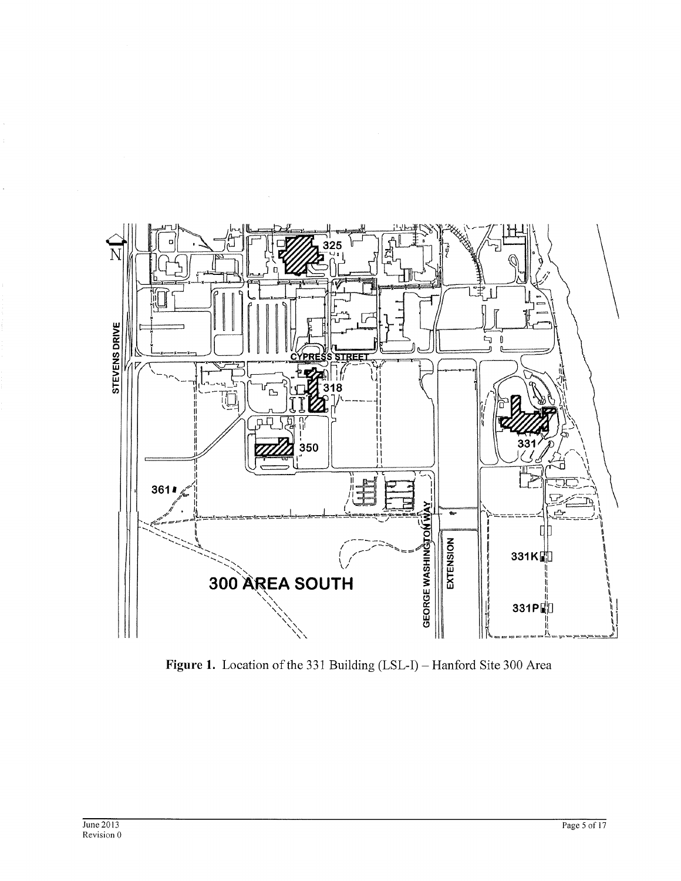**Figure 1.** Location of the 331 Building (LSL-I) – Hanford Site 300 Area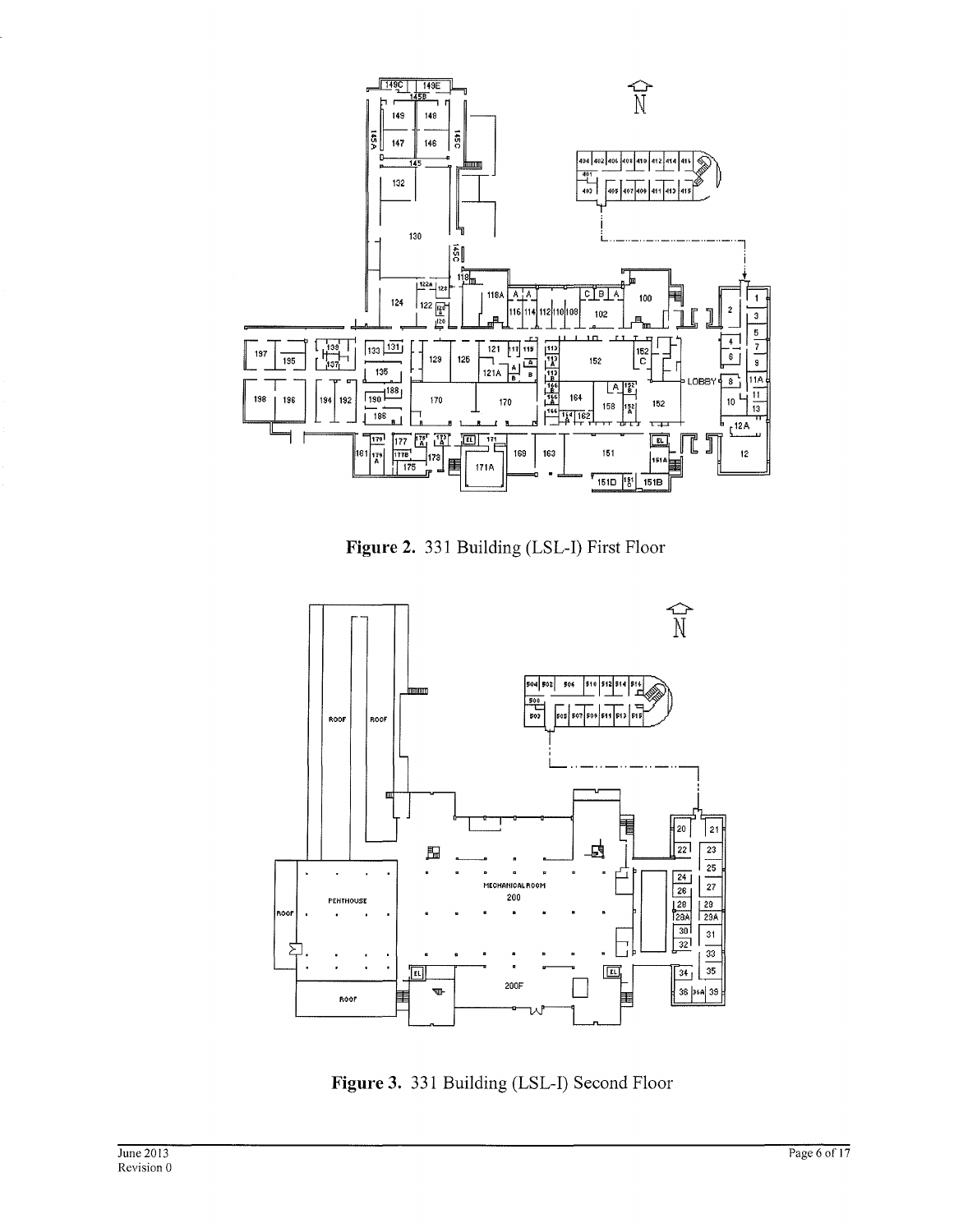**Figure 2.** 331 Building (LSL-I) First Floor

**Figure 3.** 331 Building (LSL-I) Second Floor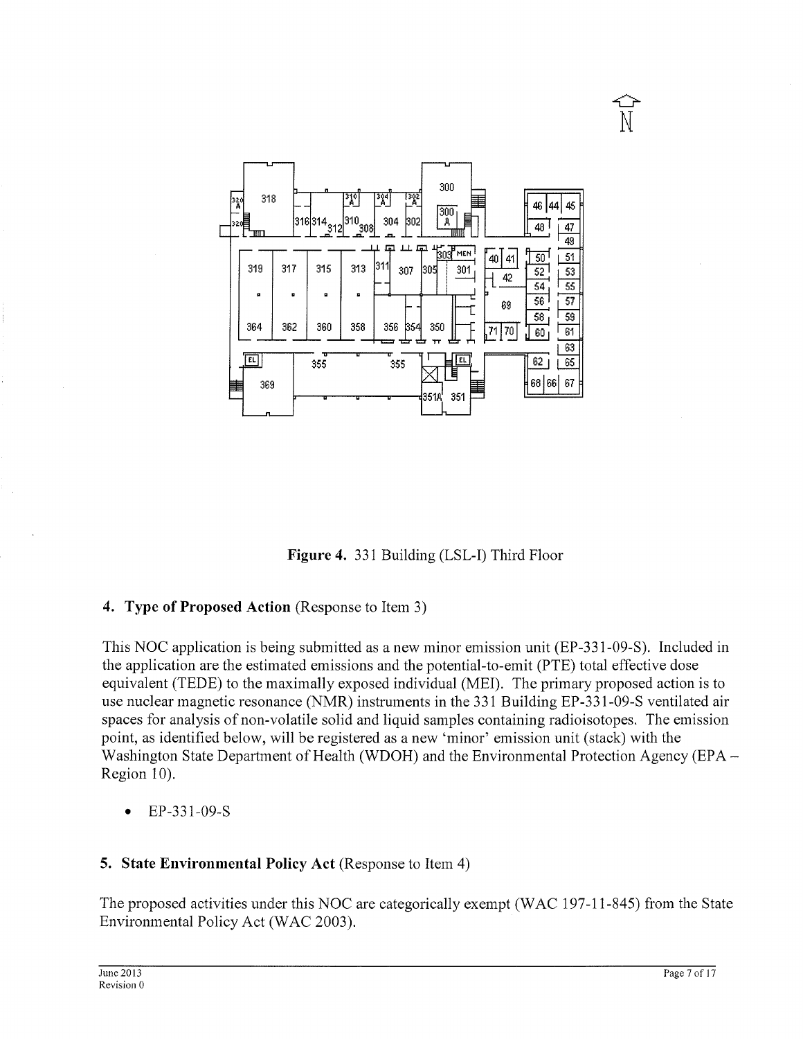**Figure 4.** 331 Building (LSL-I) Third Floor

## 4. Type of Proposed Action (Response to Item 3)

This NOC application is being submitted as a new minor emission unit (EP-331-09-S). Included in the application are the estimated emissions and the potential-to-emit (PTE) total effective dose equivalent (TEDE) to the maximally exposed individual (MEI). The primary proposed action is to use nuclear magnetic resonance (NMR) instruments in the 331 Building EP-331-09-S ventilated air spaces for analysis of non-volatile solid and liquid samples containing radioisotopes. The emission point, as identified below, will be registered as a new 'minor' emission unit (stack) with the Washington State Department of Health (WDOH) and the Environmental Protection Agency (EPA – Region 10).

- EP-331-09-S

## 5. State Environmental Policy Act (Response to Item 4)

The proposed activities under this NOC are categorically exempt (WAC 197-11-845) from the State Environmental Policy Act (WAC 2003).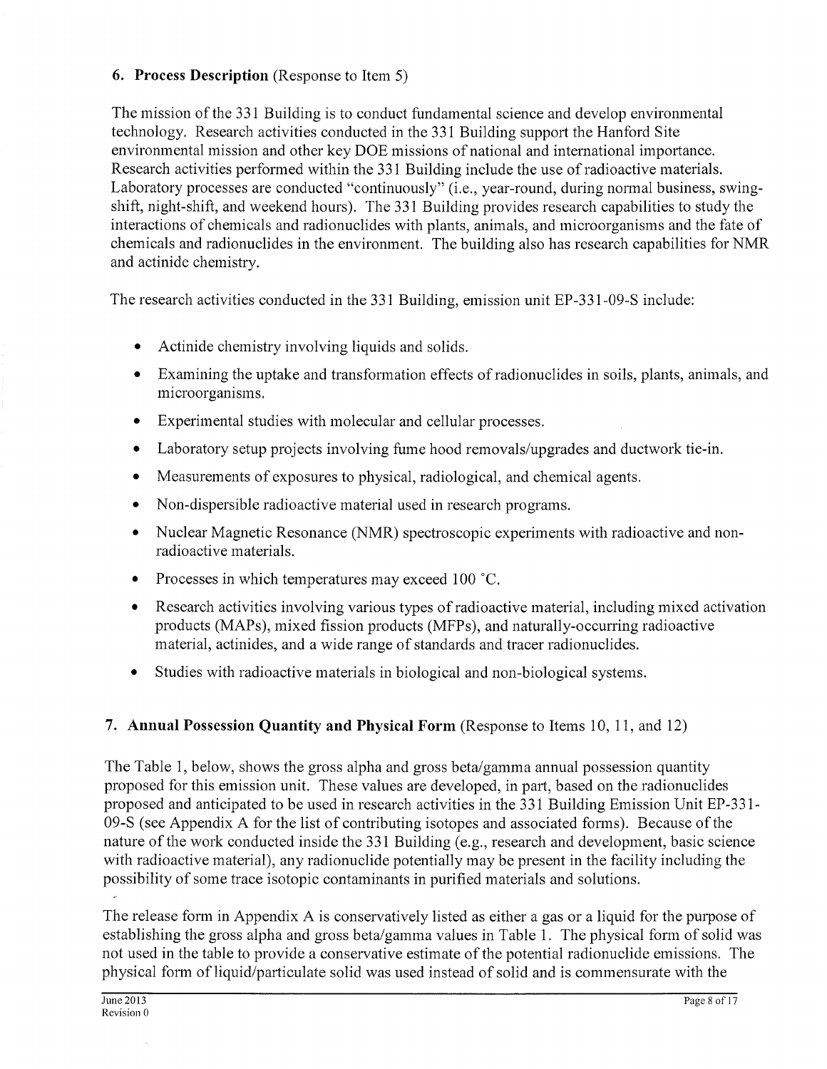## 6. Process Description (Response to Item 5)

The mission of the 331 Building is to conduct fundamental science and develop environmental technology. Research activities conducted in the 331 Building support the Hanford Site environmental mission and other key DOE missions of national and international importance. Research activities performed within the 331 Building include the use of radioactive materials. Laboratory processes are conducted "continuously" (i.e., year-round, during normal business, swing-shift, night-shift, and weekend hours). The 331 Building provides research capabilities to study the interactions of chemicals and radionuclides with plants, animals, and microorganisms and the fate of chemicals and radionuclides in the environment. The building also has research capabilities for NMR and actinide chemistry.

The research activities conducted in the 331 Building, emission unit EP-331-09-S include:

- Actinide chemistry involving liquids and solids.
- Examining the uptake and transformation effects of radionuclides in soils, plants, animals, and microorganisms.
- Experimental studies with molecular and cellular processes.
- Laboratory setup projects involving fume hood removals/upgrades and ductwork tie-in.
- Measurements of exposures to physical, radiological, and chemical agents.
- Non-dispersible radioactive material used in research programs.
- Nuclear Magnetic Resonance (NMR) spectroscopic experiments with radioactive and non-radioactive materials.
- Processes in which temperatures may exceed 100 °C.
- Research activities involving various types of radioactive material, including mixed activation products (MAPs), mixed fission products (MFPs), and naturally-occurring radioactive material, actinides, and a wide range of standards and tracer radionuclides.
- Studies with radioactive materials in biological and non-biological systems.

## 7. Annual Possession Quantity and Physical Form (Response to Items 10, 11, and 12)

The Table 1, below, shows the gross alpha and gross beta/gamma annual possession quantity proposed for this emission unit. These values are developed, in part, based on the radionuclides proposed and anticipated to be used in research activities in the 331 Building Emission Unit EP-331-09-S (see Appendix A for the list of contributing isotopes and associated forms). Because of the nature of the work conducted inside the 331 Building (e.g., research and development, basic science with radioactive material), any radionuclide potentially may be present in the facility including the possibility of some trace isotopic contaminants in purified materials and solutions.

The release form in Appendix A is conservatively listed as either a gas or a liquid for the purpose of establishing the gross alpha and gross beta/gamma values in Table 1. The physical form of solid was not used in the table to provide a conservative estimate of the potential radionuclide emissions. The physical form of liquid/particulate solid was used instead of solid and is commensurate with the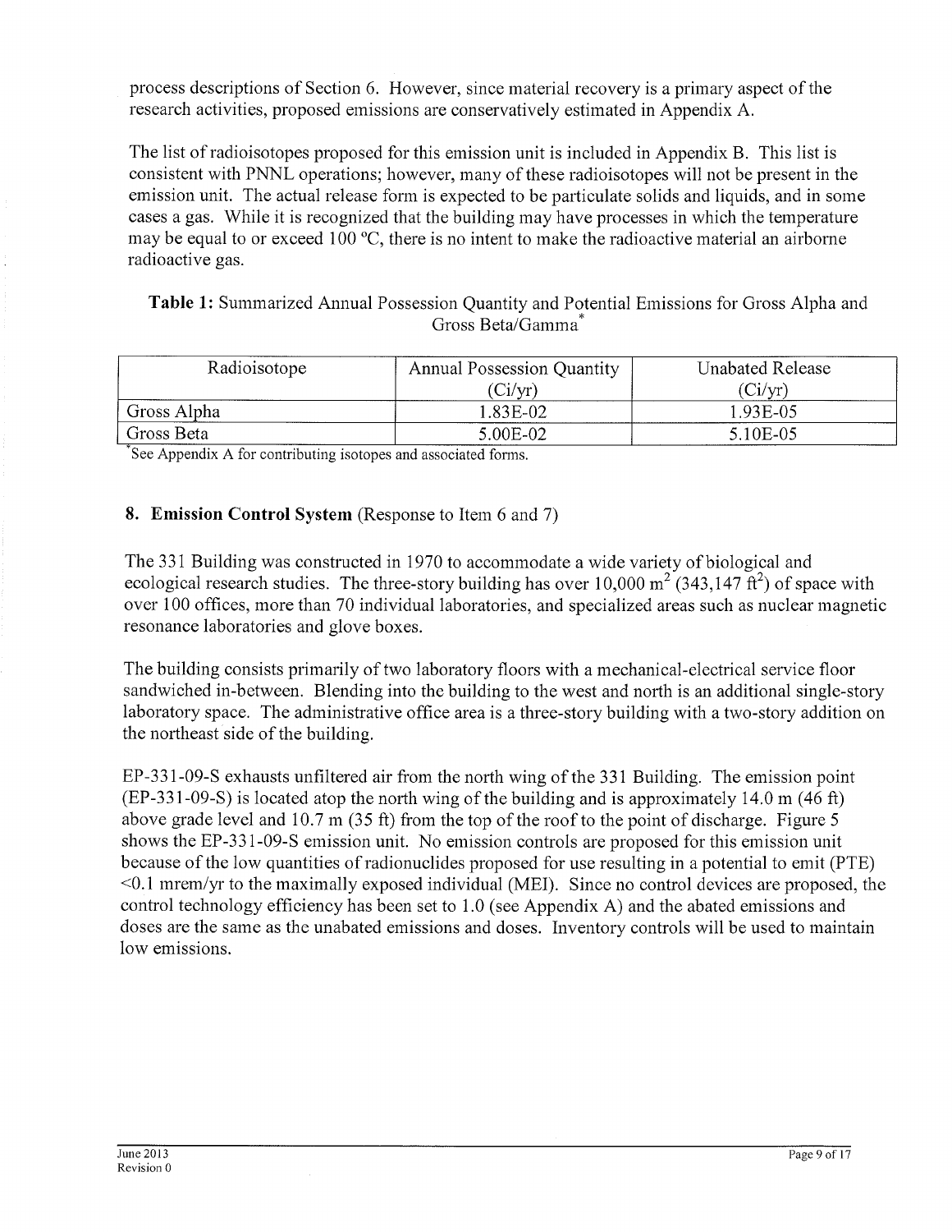process descriptions of Section 6. However, since material recovery is a primary aspect of the research activities, proposed emissions are conservatively estimated in Appendix A.

The list of radioisotopes proposed for this emission unit is included in Appendix B. This list is consistent with PNNL operations; however, many of these radioisotopes will not be present in the emission unit. The actual release form is expected to be particulate solids and liquids, and in some cases a gas. While it is recognized that the building may have processes in which the temperature may be equal to or exceed 100 °C, there is no intent to make the radioactive material an airborne radioactive gas.

**Table 1:** Summarized Annual Possession Quantity and Potential Emissions for Gross Alpha and Gross Beta/Gamma*

| Radioisotope | Annual Possession Quantity (Ci/yr) | Unabated Release (Ci/yr) |
|---|---|---|
| Gross Alpha | 1.83E-02 | 1.93E-05 |
| Gross Beta | 5.00E-02 | 5.10E-05 |

*See Appendix A for contributing isotopes and associated forms.

## 8. Emission Control System (Response to Item 6 and 7)

The 331 Building was constructed in 1970 to accommodate a wide variety of biological and ecological research studies. The three-story building has over 10,000 $m^2$ (343,147 $ft^2$) of space with over 100 offices, more than 70 individual laboratories, and specialized areas such as nuclear magnetic resonance laboratories and glove boxes.

The building consists primarily of two laboratory floors with a mechanical-electrical service floor sandwiched in-between. Blending into the building to the west and north is an additional single-story laboratory space. The administrative office area is a three-story building with a two-story addition on the northeast side of the building.

EP-331-09-S exhausts unfiltered air from the north wing of the 331 Building. The emission point (EP-331-09-S) is located atop the north wing of the building and is approximately 14.0 m (46 ft) above grade level and 10.7 m (35 ft) from the top of the roof to the point of discharge. Figure 5 shows the EP-331-09-S emission unit. No emission controls are proposed for this emission unit because of the low quantities of radionuclides proposed for use resulting in a potential to emit (PTE) <0.1 mrem/yr to the maximally exposed individual (MEI). Since no control devices are proposed, the control technology efficiency has been set to 1.0 (see Appendix A) and the abated emissions and doses are the same as the unabated emissions and doses. Inventory controls will be used to maintain low emissions.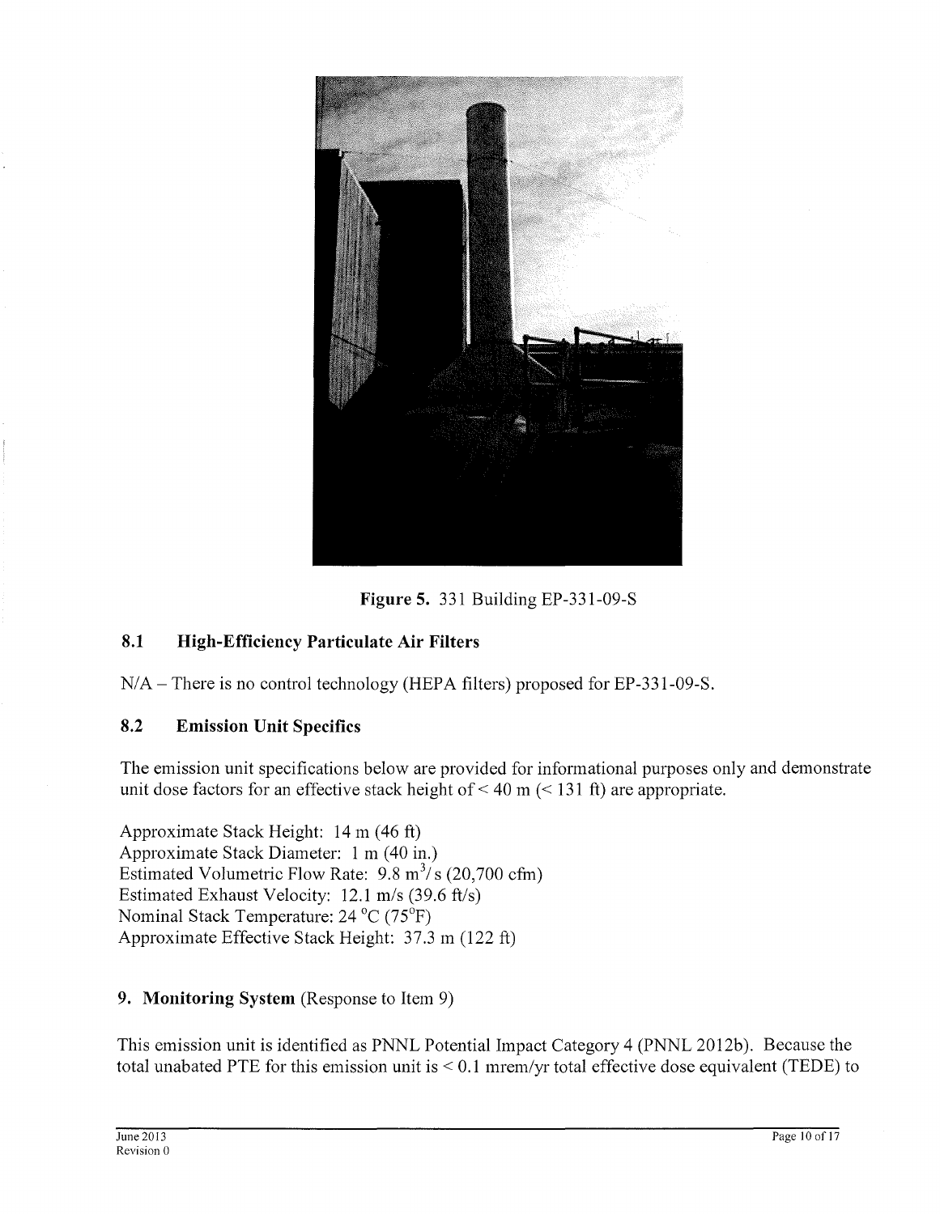**Figure 5.** 331 Building EP-331-09-S

### 8.1 High-Efficiency Particulate Air Filters

N/A – There is no control technology (HEPA filters) proposed for EP-331-09-S.

### 8.2 Emission Unit Specifics

The emission unit specifications below are provided for informational purposes only and demonstrate unit dose factors for an effective stack height of < 40 m (< 131 ft) are appropriate.

Approximate Stack Height: 14 m (46 ft)
Approximate Stack Diameter: 1 m (40 in.)
Estimated Volumetric Flow Rate: 9.8 $m^3$/ s (20,700 cfm)
Estimated Exhaust Velocity: 12.1 m/s (39.6 ft/s)
Nominal Stack Temperature: 24 °C (75°F)
Approximate Effective Stack Height: 37.3 m (122 ft)

## 9. Monitoring System (Response to Item 9)

This emission unit is identified as PNNL Potential Impact Category 4 (PNNL 2012b). Because the total unabated PTE for this emission unit is < 0.1 mrem/yr total effective dose equivalent (TEDE) to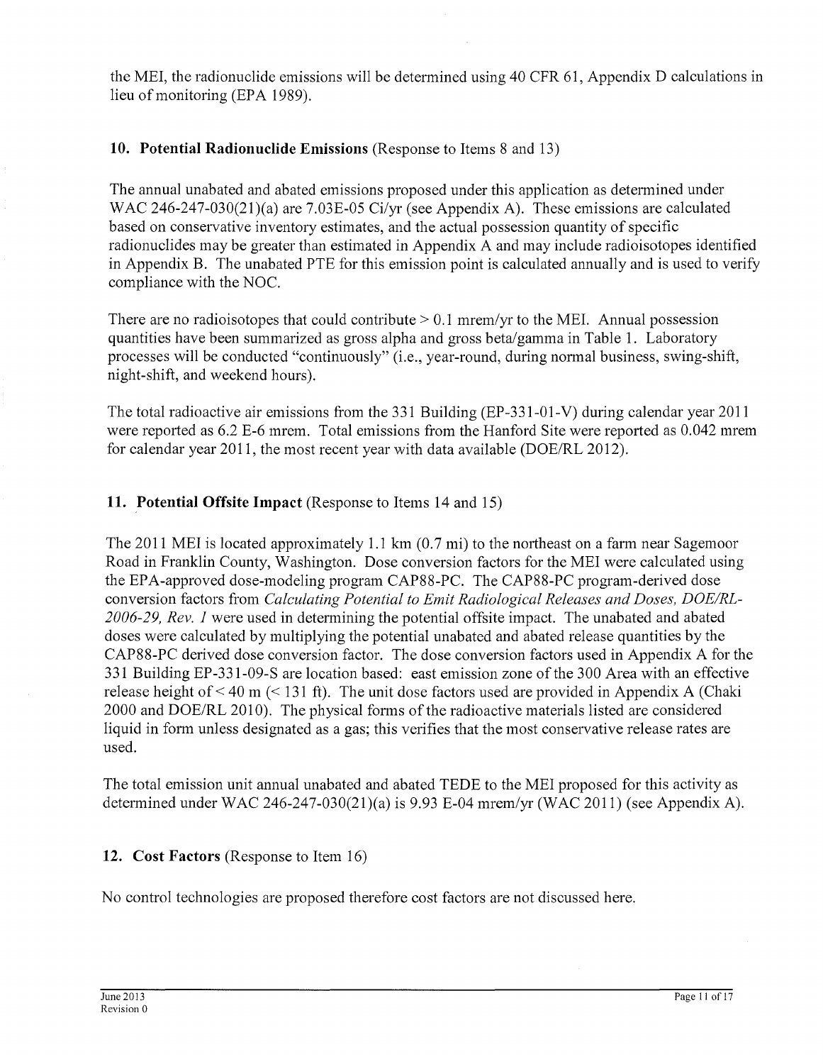the MEI, the radionuclide emissions will be determined using 40 CFR 61, Appendix D calculations in lieu of monitoring (EPA 1989).

## 10. Potential Radionuclide Emissions (Response to Items 8 and 13)

The annual unabated and abated emissions proposed under this application as determined under WAC 246-247-030(21)(a) are 7.03E-05 Ci/yr (see Appendix A). These emissions are calculated based on conservative inventory estimates, and the actual possession quantity of specific radionuclides may be greater than estimated in Appendix A and may include radioisotopes identified in Appendix B. The unabated PTE for this emission point is calculated annually and is used to verify compliance with the NOC.

There are no radioisotopes that could contribute > 0.1 mrem/yr to the MEI. Annual possession quantities have been summarized as gross alpha and gross beta/gamma in Table 1. Laboratory processes will be conducted "continuously" (i.e., year-round, during normal business, swing-shift, night-shift, and weekend hours).

The total radioactive air emissions from the 331 Building (EP-331-01-V) during calendar year 2011 were reported as 6.2 E-6 mrem. Total emissions from the Hanford Site were reported as 0.042 mrem for calendar year 2011, the most recent year with data available (DOE/RL 2012).

## 11. Potential Offsite Impact (Response to Items 14 and 15)

The 2011 MEI is located approximately 1.1 km (0.7 mi) to the northeast on a farm near Sagemoor Road in Franklin County, Washington. Dose conversion factors for the MEI were calculated using the EPA-approved dose-modeling program CAP88-PC. The CAP88-PC program-derived dose conversion factors from *Calculating Potential to Emit Radiological Releases and Doses, DOE/RL-2006-29, Rev. 1* were used in determining the potential offsite impact. The unabated and abated doses were calculated by multiplying the potential unabated and abated release quantities by the CAP88-PC derived dose conversion factor. The dose conversion factors used in Appendix A for the 331 Building EP-331-09-S are location based: east emission zone of the 300 Area with an effective release height of < 40 m (< 131 ft). The unit dose factors used are provided in Appendix A (Chaki 2000 and DOE/RL 2010). The physical forms of the radioactive materials listed are considered liquid in form unless designated as a gas; this verifies that the most conservative release rates are used.

The total emission unit annual unabated and abated TEDE to the MEI proposed for this activity as determined under WAC 246-247-030(21)(a) is 9.93 E-04 mrem/yr (WAC 2011) (see Appendix A).

## 12. Cost Factors (Response to Item 16)

No control technologies are proposed therefore cost factors are not discussed here.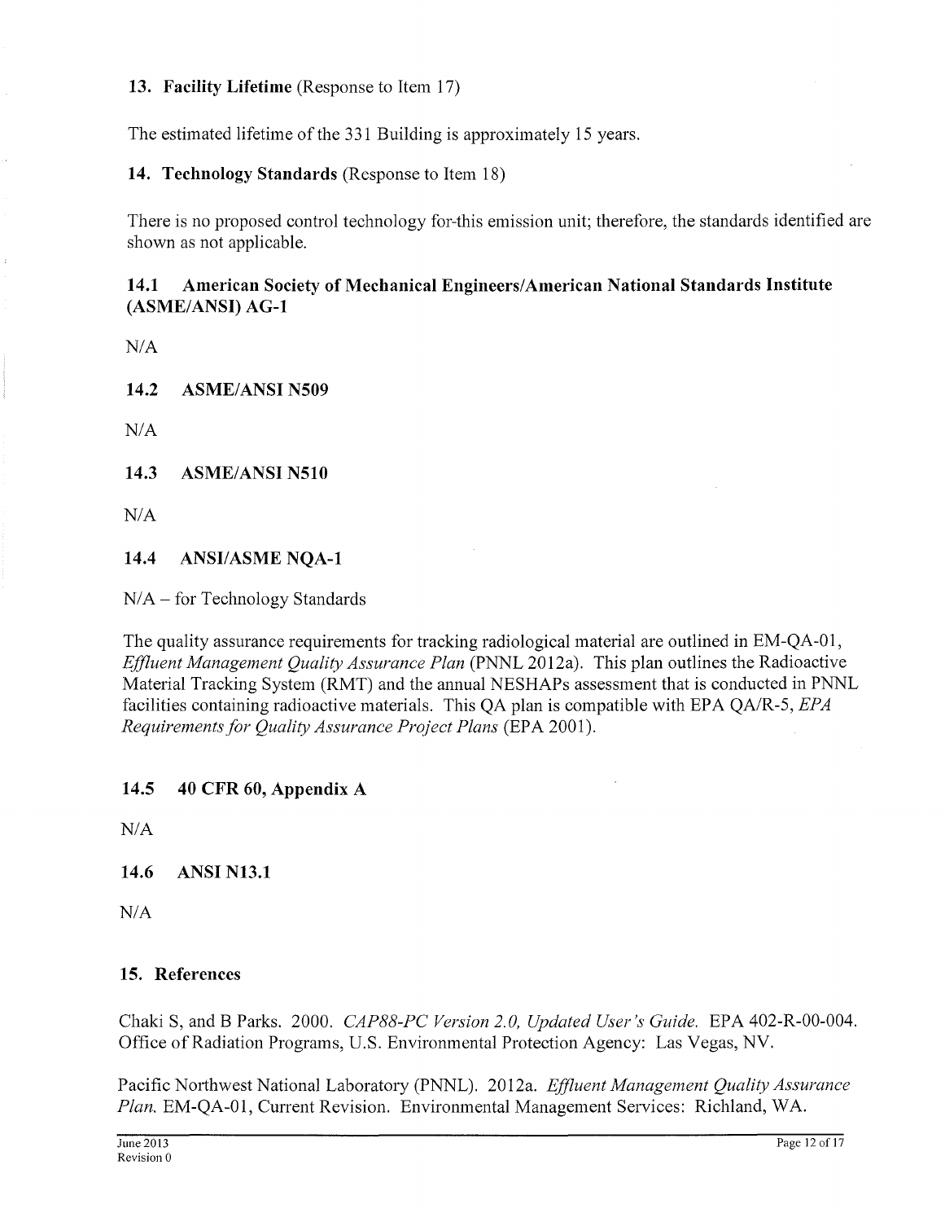## 13. Facility Lifetime (Response to Item 17)

The estimated lifetime of the 331 Building is approximately 15 years.

## 14. Technology Standards (Response to Item 18)

There is no proposed control technology for-this emission unit; therefore, the standards identified are shown as not applicable.

### 14.1 American Society of Mechanical Engineers/American National Standards Institute (ASME/ANSI) AG-1

N/A

### 14.2 ASME/ANSI N509

N/A

### 14.3 ASME/ANSI N510

N/A

### 14.4 ANSI/ASME NQA-1

N/A – for Technology Standards

The quality assurance requirements for tracking radiological material are outlined in EM-QA-01, *Effluent Management Quality Assurance Plan* (PNNL 2012a). This plan outlines the Radioactive Material Tracking System (RMT) and the annual NESHAPs assessment that is conducted in PNNL facilities containing radioactive materials. This QA plan is compatible with EPA QA/R-5, *EPA Requirements for Quality Assurance Project Plans* (EPA 2001).

### 14.5 40 CFR 60, Appendix A

N/A

### 14.6 ANSI N13.1

N/A

## 15. References

Chaki S, and B Parks. 2000. *CAP88-PC Version 2.0, Updated User's Guide.* EPA 402-R-00-004. Office of Radiation Programs, U.S. Environmental Protection Agency: Las Vegas, NV.

Pacific Northwest National Laboratory (PNNL). 2012a. *Effluent Management Quality Assurance Plan.* EM-QA-01, Current Revision. Environmental Management Services: Richland, WA.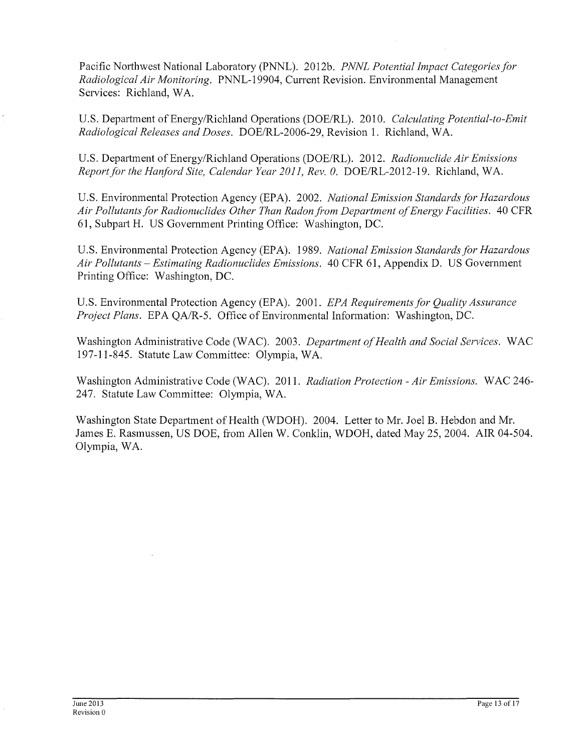Pacific Northwest National Laboratory (PNNL). 2012b. *PNNL Potential Impact Categories for Radiological Air Monitoring*. PNNL-19904, Current Revision. Environmental Management Services: Richland, WA.

U.S. Department of Energy/Richland Operations (DOE/RL). 2010. *Calculating Potential-to-Emit Radiological Releases and Doses*. DOE/RL-2006-29, Revision 1. Richland, WA.

U.S. Department of Energy/Richland Operations (DOE/RL). 2012. *Radionuclide Air Emissions Report for the Hanford Site, Calendar Year 2011, Rev. 0*. DOE/RL-2012-19. Richland, WA.

U.S. Environmental Protection Agency (EPA). 2002. *National Emission Standards for Hazardous Air Pollutants for Radionuclides Other Than Radon from Department of Energy Facilities*. 40 CFR 61, Subpart H. US Government Printing Office: Washington, DC.

U.S. Environmental Protection Agency (EPA). 1989. *National Emission Standards for Hazardous Air Pollutants – Estimating Radionuclides Emissions*. 40 CFR 61, Appendix D. US Government Printing Office: Washington, DC.

U.S. Environmental Protection Agency (EPA). 2001. *EPA Requirements for Quality Assurance Project Plans*. EPA QA/R-5. Office of Environmental Information: Washington, DC.

Washington Administrative Code (WAC). 2003. *Department of Health and Social Services*. WAC 197-11-845. Statute Law Committee: Olympia, WA.

Washington Administrative Code (WAC). 2011. *Radiation Protection - Air Emissions*. WAC 246-247. Statute Law Committee: Olympia, WA.

Washington State Department of Health (WDOH). 2004. Letter to Mr. Joel B. Hebdon and Mr. James E. Rasmussen, US DOE, from Allen W. Conklin, WDOH, dated May 25, 2004. AIR 04-504. Olympia, WA.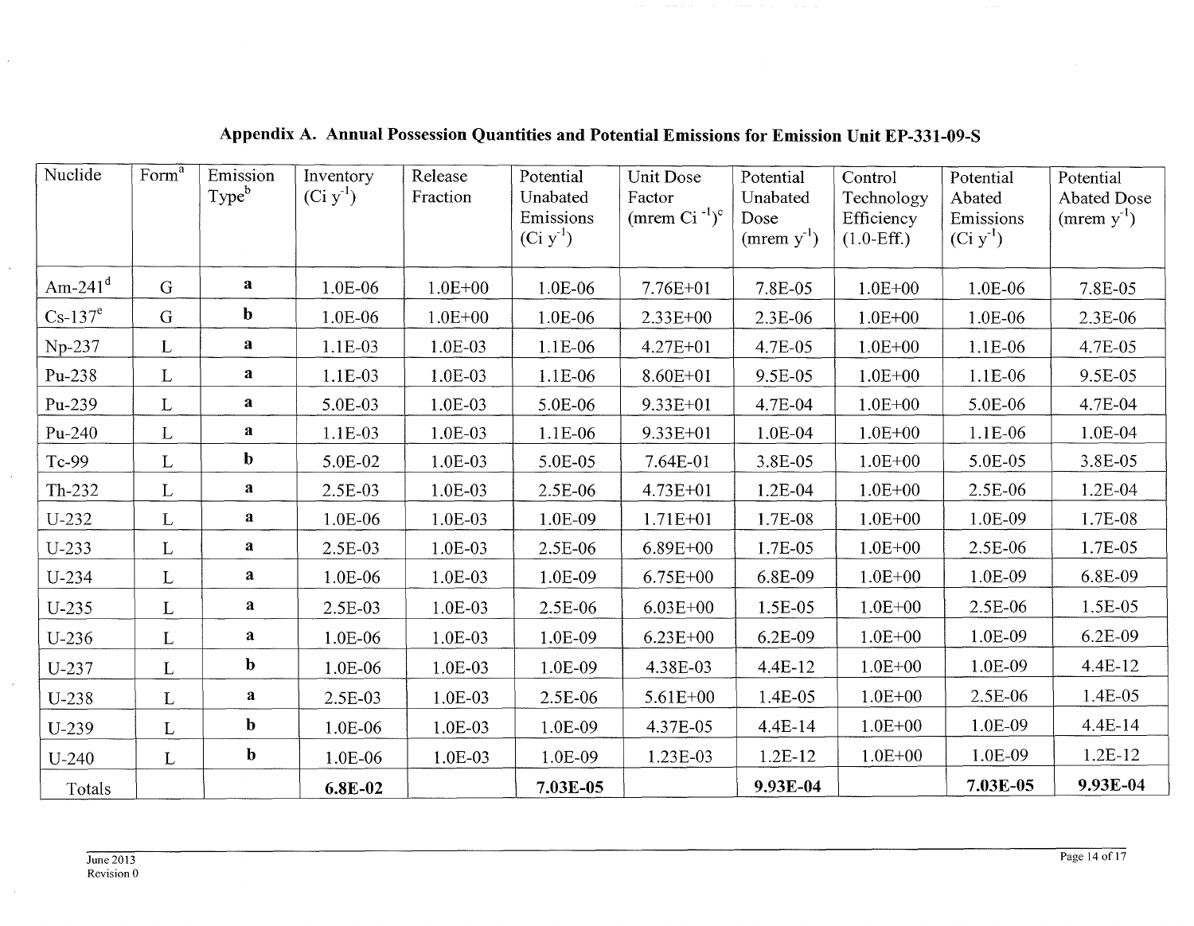## Appendix A. Annual Possession Quantities and Potential Emissions for Emission Unit EP-331-09-S

| Nuclide | Form[a] | Emission Type[b] | Inventory (Ci $y^{-1}$) | Release Fraction | Potential Unabated Emissions (Ci $y^{-1}$) | Unit Dose Factor (mrem $Ci^{-1}$)[c] | Potential Unabated Dose (mrem $y^{-1}$) | Control Technology Efficiency (1.0-Eff.) | Potential Abated Emissions (Ci $y^{-1}$) | Potential Abated Dose (mrem $y^{-1}$) |
|---|---|---|---|---|---|---|---|---|---|---|
| Am-241[d] | G | **a** | 1.0E-06 | 1.0E+00 | 1.0E-06 | 7.76E+01 | 7.8E-05 | 1.0E+00 | 1.0E-06 | 7.8E-05 |
| Cs-137[e] | G | **b** | 1.0E-06 | 1.0E+00 | 1.0E-06 | 2.33E+00 | 2.3E-06 | 1.0E+00 | 1.0E-06 | 2.3E-06 |
| Np-237 | L | **a** | 1.1E-03 | 1.0E-03 | 1.1E-06 | 4.27E+01 | 4.7E-05 | 1.0E+00 | 1.1E-06 | 4.7E-05 |
| Pu-238 | L | **a** | 1.1E-03 | 1.0E-03 | 1.1E-06 | 8.60E+01 | 9.5E-05 | 1.0E+00 | 1.1E-06 | 9.5E-05 |
| Pu-239 | L | **a** | 5.0E-03 | 1.0E-03 | 5.0E-06 | 9.33E+01 | 4.7E-04 | 1.0E+00 | 5.0E-06 | 4.7E-04 |
| Pu-240 | L | **a** | 1.1E-03 | 1.0E-03 | 1.1E-06 | 9.33E+01 | 1.0E-04 | 1.0E+00 | 1.1E-06 | 1.0E-04 |
| Tc-99 | L | **b** | 5.0E-02 | 1.0E-03 | 5.0E-05 | 7.64E-01 | 3.8E-05 | 1.0E+00 | 5.0E-05 | 3.8E-05 |
| Th-232 | L | **a** | 2.5E-03 | 1.0E-03 | 2.5E-06 | 4.73E+01 | 1.2E-04 | 1.0E+00 | 2.5E-06 | 1.2E-04 |
| U-232 | L | **a** | 1.0E-06 | 1.0E-03 | 1.0E-09 | 1.71E+01 | 1.7E-08 | 1.0E+00 | 1.0E-09 | 1.7E-08 |
| U-233 | L | **a** | 2.5E-03 | 1.0E-03 | 2.5E-06 | 6.89E+00 | 1.7E-05 | 1.0E+00 | 2.5E-06 | 1.7E-05 |
| U-234 | L | **a** | 1.0E-06 | 1.0E-03 | 1.0E-09 | 6.75E+00 | 6.8E-09 | 1.0E+00 | 1.0E-09 | 6.8E-09 |
| U-235 | L | **a** | 2.5E-03 | 1.0E-03 | 2.5E-06 | 6.03E+00 | 1.5E-05 | 1.0E+00 | 2.5E-06 | 1.5E-05 |
| U-236 | L | **a** | 1.0E-06 | 1.0E-03 | 1.0E-09 | 6.23E+00 | 6.2E-09 | 1.0E+00 | 1.0E-09 | 6.2E-09 |
| U-237 | L | **b** | 1.0E-06 | 1.0E-03 | 1.0E-09 | 4.38E-03 | 4.4E-12 | 1.0E+00 | 1.0E-09 | 4.4E-12 |
| U-238 | L | **a** | 2.5E-03 | 1.0E-03 | 2.5E-06 | 5.61E+00 | 1.4E-05 | 1.0E+00 | 2.5E-06 | 1.4E-05 |
| U-239 | L | **b** | 1.0E-06 | 1.0E-03 | 1.0E-09 | 4.37E-05 | 4.4E-14 | 1.0E+00 | 1.0E-09 | 4.4E-14 |
| U-240 | L | **b** | 1.0E-06 | 1.0E-03 | 1.0E-09 | 1.23E-03 | 1.2E-12 | 1.0E+00 | 1.0E-09 | 1.2E-12 |
| Totals | | | **6.8E-02** | | **7.03E-05** | | **9.93E-04** | | **7.03E-05** | **9.93E-04** |

June 2013
Revision 0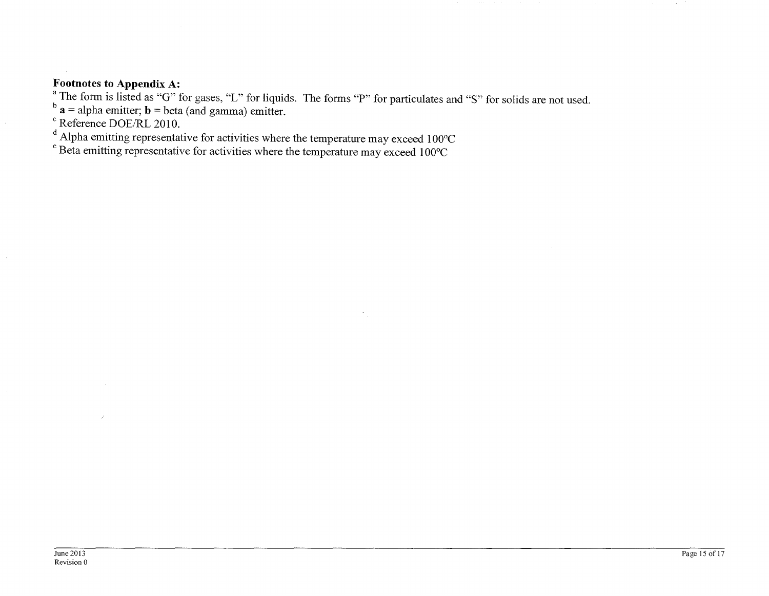**Footnotes to Appendix A:**

[a] The form is listed as "G" for gases, "L" for liquids. The forms "P" for particulates and "S" for solids are not used.

[b] **a** = alpha emitter; **b** = beta (and gamma) emitter.

[c] Reference DOE/RL 2010.

[d] Alpha emitting representative for activities where the temperature may exceed 100°C

[e] Beta emitting representative for activities where the temperature may exceed 100°C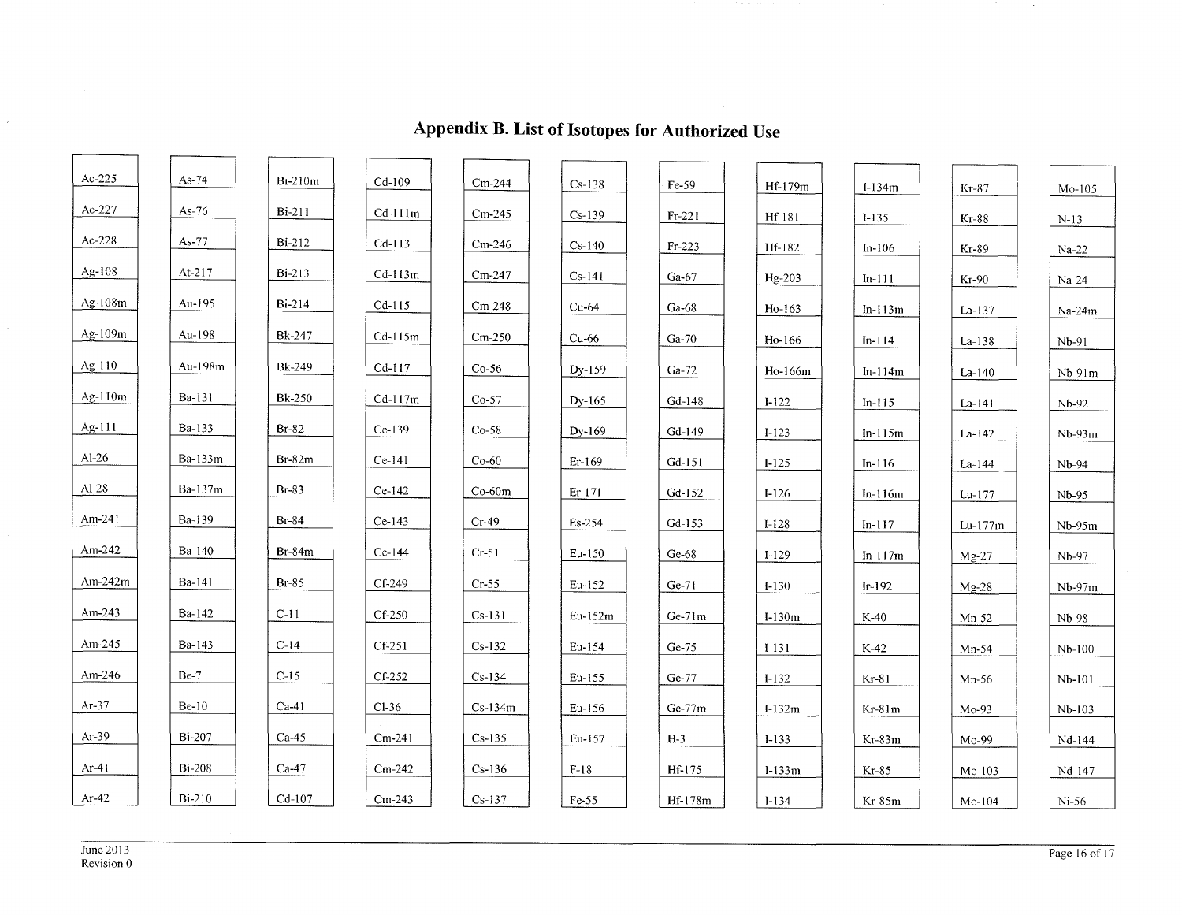# Appendix B. List of Isotopes for Authorized Use

| | | | | | | | | | | |
|---|---|---|---|---|---|---|---|---|---|---|
| Ac-225 | As-74 | Bi-210m | Cd-109 | Cm-244 | Cs-138 | Fe-59 | Hf-179m | I-134m | Kr-87 | Mo-105 |
| Ac-227 | As-76 | Bi-211 | Cd-111m | Cm-245 | Cs-139 | Fr-221 | Hf-181 | I-135 | Kr-88 | N-13 |
| Ac-228 | As-77 | Bi-212 | Cd-113 | Cm-246 | Cs-140 | Fr-223 | Hf-182 | In-106 | Kr-89 | Na-22 |
| Ag-108 | At-217 | Bi-213 | Cd-113m | Cm-247 | Cs-141 | Ga-67 | Hg-203 | In-111 | Kr-90 | Na-24 |
| Ag-108m | Au-195 | Bi-214 | Cd-115 | Cm-248 | Cu-64 | Ga-68 | Ho-163 | In-113m | La-137 | Na-24m |
| Ag-109m | Au-198 | Bk-247 | Cd-115m | Cm-250 | Cu-66 | Ga-70 | Ho-166 | In-114 | La-138 | Nb-91 |
| Ag-110 | Au-198m | Bk-249 | Cd-117 | Co-56 | Dy-159 | Ga-72 | Ho-166m | In-114m | La-140 | Nb-91m |
| Ag-110m | Ba-131 | Bk-250 | Cd-117m | Co-57 | Dy-165 | Gd-148 | I-122 | In-115 | La-141 | Nb-92 |
| Ag-111 | Ba-133 | Br-82 | Ce-139 | Co-58 | Dy-169 | Gd-149 | I-123 | In-115m | La-142 | Nb-93m |
| Al-26 | Ba-133m | Br-82m | Ce-141 | Co-60 | Er-169 | Gd-151 | I-125 | In-116 | La-144 | Nb-94 |
| Al-28 | Ba-137m | Br-83 | Ce-142 | Co-60m | Er-171 | Gd-152 | I-126 | In-116m | Lu-177 | Nb-95 |
| Am-241 | Ba-139 | Br-84 | Ce-143 | Cr-49 | Es-254 | Gd-153 | I-128 | In-117 | Lu-177m | Nb-95m |
| Am-242 | Ba-140 | Br-84m | Ce-144 | Cr-51 | Eu-150 | Ge-68 | I-129 | In-117m | Mg-27 | Nb-97 |
| Am-242m | Ba-141 | Br-85 | Cf-249 | Cr-55 | Eu-152 | Ge-71 | I-130 | Ir-192 | Mg-28 | Nb-97m |
| Am-243 | Ba-142 | C-11 | Cf-250 | Cs-131 | Eu-152m | Ge-71m | I-130m | K-40 | Mn-52 | Nb-98 |
| Am-245 | Ba-143 | C-14 | Cf-251 | Cs-132 | Eu-154 | Ge-75 | I-131 | K-42 | Mn-54 | Nb-100 |
| Am-246 | Be-7 | C-15 | Cf-252 | Cs-134 | Eu-155 | Ge-77 | I-132 | Kr-81 | Mn-56 | Nb-101 |
| Ar-37 | Be-10 | Ca-41 | Cl-36 | Cs-134m | Eu-156 | Ge-77m | I-132m | Kr-81m | Mo-93 | Nb-103 |
| Ar-39 | Bi-207 | Ca-45 | Cm-241 | Cs-135 | Eu-157 | H-3 | I-133 | Kr-83m | Mo-99 | Nd-144 |
| Ar-41 | Bi-208 | Ca-47 | Cm-242 | Cs-136 | F-18 | Hf-175 | I-133m | Kr-85 | Mo-103 | Nd-147 |
| Ar-42 | Bi-210 | Cd-107 | Cm-243 | Cs-137 | Fe-55 | Hf-178m | I-134 | Kr-85m | Mo-104 | Ni-56 |

June 2013
Revision 0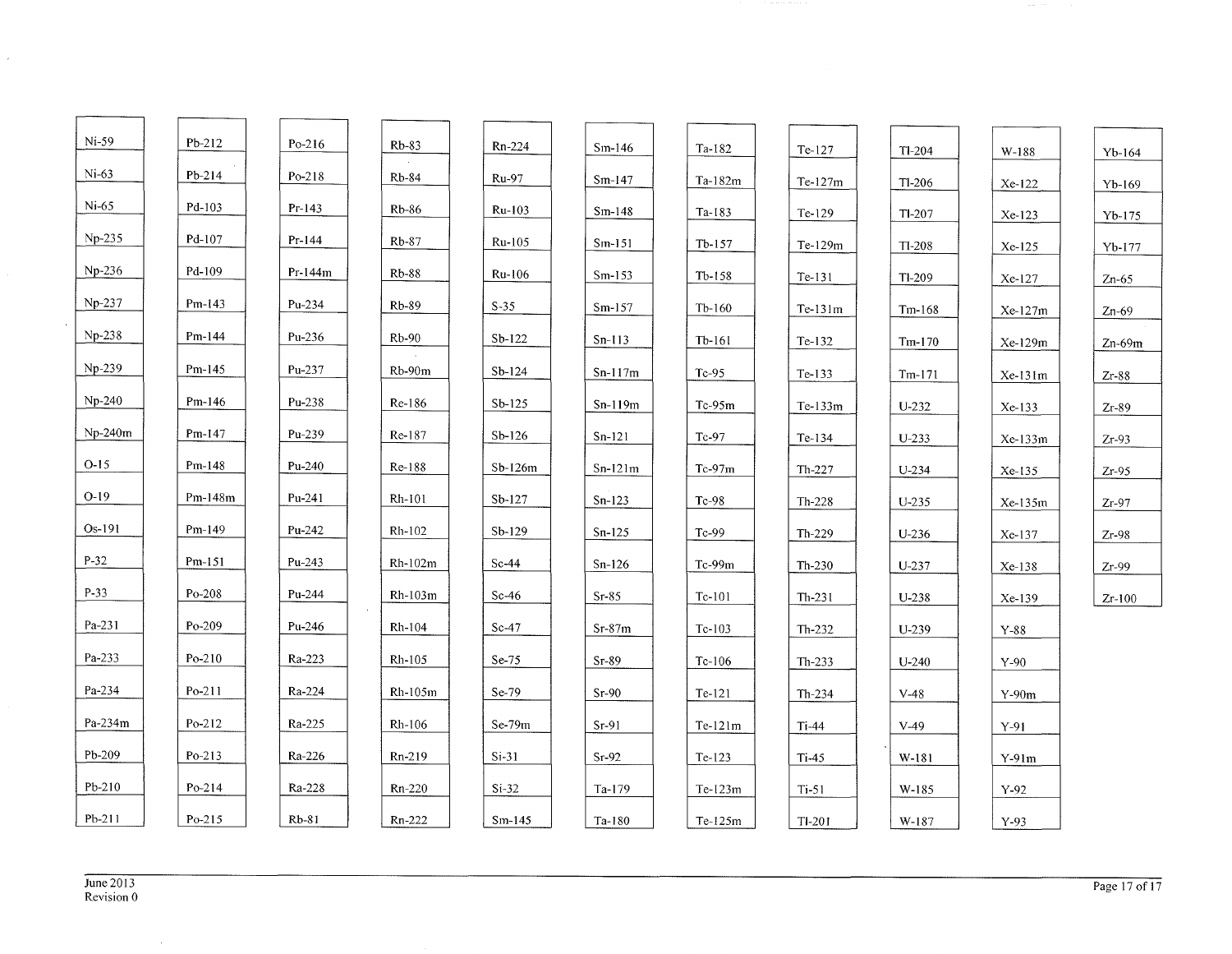| | | | | | | | | | | |
|---|---|---|---|---|---|---|---|---|---|---|
| Ni-59 | Pb-212 | Po-216 | Rb-83 | Rn-224 | Sm-146 | Ta-182 | Te-127 | Tl-204 | W-188 | Yb-164 |
| Ni-63 | Pb-214 | Po-218 | Rb-84 | Ru-97 | Sm-147 | Ta-182m | Te-127m | Tl-206 | Xe-122 | Yb-169 |
| Ni-65 | Pd-103 | Pr-143 | Rb-86 | Ru-103 | Sm-148 | Ta-183 | Te-129 | Tl-207 | Xe-123 | Yb-175 |
| Np-235 | Pd-107 | Pr-144 | Rb-87 | Ru-105 | Sm-151 | Tb-157 | Te-129m | Tl-208 | Xe-125 | Yb-177 |
| Np-236 | Pd-109 | Pr-144m | Rb-88 | Ru-106 | Sm-153 | Tb-158 | Te-131 | Tl-209 | Xe-127 | Zn-65 |
| Np-237 | Pm-143 | Pu-234 | Rb-89 | S-35 | Sm-157 | Tb-160 | Te-131m | Tm-168 | Xe-127m | Zn-69 |
| Np-238 | Pm-144 | Pu-236 | Rb-90 | Sb-122 | Sn-113 | Tb-161 | Te-132 | Tm-170 | Xe-129m | Zn-69m |
| Np-239 | Pm-145 | Pu-237 | Rb-90m | Sb-124 | Sn-117m | Tc-95 | Te-133 | Tm-171 | Xe-131m | Zr-88 |
| Np-240 | Pm-146 | Pu-238 | Re-186 | Sb-125 | Sn-119m | Tc-95m | Te-133m | U-232 | Xe-133 | Zr-89 |
| Np-240m | Pm-147 | Pu-239 | Re-187 | Sb-126 | Sn-121 | Tc-97 | Te-134 | U-233 | Xe-133m | Zr-93 |
| O-15 | Pm-148 | Pu-240 | Re-188 | Sb-126m | Sn-121m | Tc-97m | Th-227 | U-234 | Xe-135 | Zr-95 |
| O-19 | Pm-148m | Pu-241 | Rh-101 | Sb-127 | Sn-123 | Tc-98 | Th-228 | U-235 | Xe-135m | Zr-97 |
| Os-191 | Pm-149 | Pu-242 | Rh-102 | Sb-129 | Sn-125 | Tc-99 | Th-229 | U-236 | Xe-137 | Zr-98 |
| P-32 | Pm-151 | Pu-243 | Rh-102m | Sc-44 | Sn-126 | Tc-99m | Th-230 | U-237 | Xe-138 | Zr-99 |
| P-33 | Po-208 | Pu-244 | Rh-103m | Sc-46 | Sr-85 | Tc-101 | Th-231 | U-238 | Xe-139 | Zr-100 |
| Pa-231 | Po-209 | Pu-246 | Rh-104 | Sc-47 | Sr-87m | Tc-103 | Th-232 | U-239 | Y-88 | |
| Pa-233 | Po-210 | Ra-223 | Rh-105 | Se-75 | Sr-89 | Tc-106 | Th-233 | U-240 | Y-90 | |
| Pa-234 | Po-211 | Ra-224 | Rh-105m | Se-79 | Sr-90 | Te-121 | Th-234 | V-48 | Y-90m | |
| Pa-234m | Po-212 | Ra-225 | Rh-106 | Se-79m | Sr-91 | Te-121m | Ti-44 | V-49 | Y-91 | |
| Pb-209 | Po-213 | Ra-226 | Rn-219 | Si-31 | Sr-92 | Te-123 | Ti-45 | W-181 | Y-91m | |
| Pb-210 | Po-214 | Ra-228 | Rn-220 | Si-32 | Ta-179 | Te-123m | Ti-51 | W-185 | Y-92 | |
| Pb-211 | Po-215 | Rb-81 | Rn-222 | Sm-145 | Ta-180 | Te-125m | Tl-201 | W-187 | Y-93 | |

June 2013
Revision 0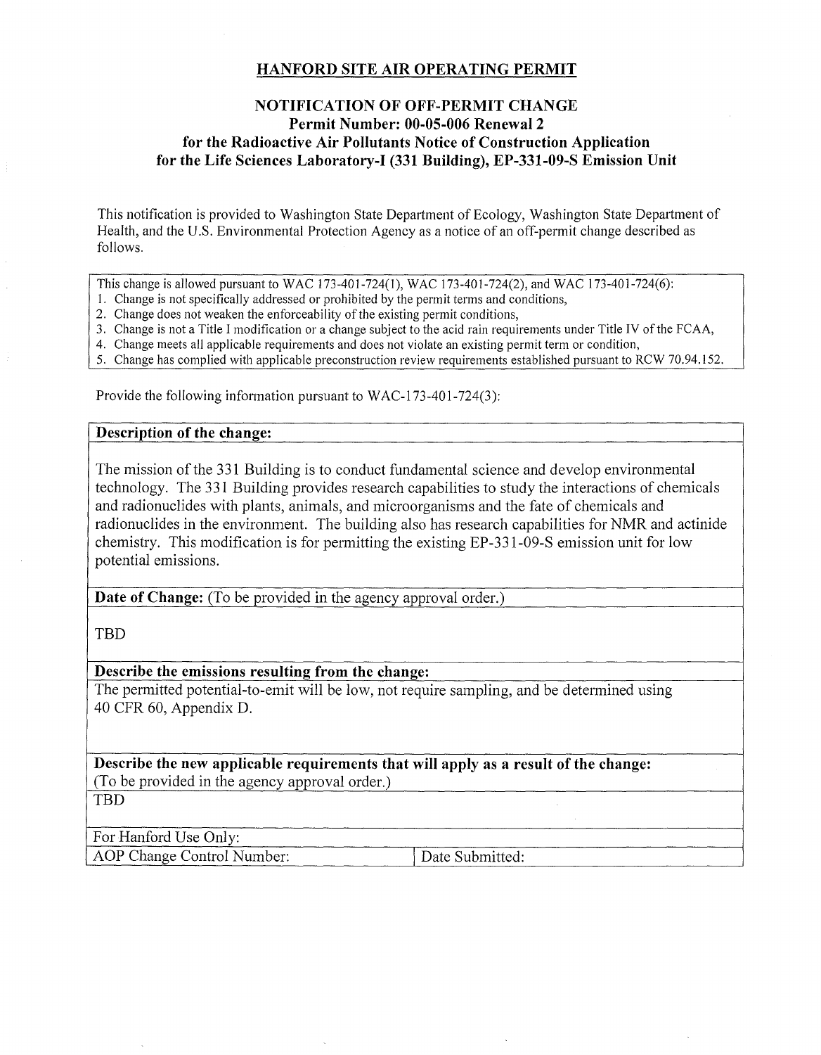# HANFORD SITE AIR OPERATING PERMIT

## NOTIFICATION OF OFF-PERMIT CHANGE
## Permit Number: 00-05-006 Renewal 2
## for the Radioactive Air Pollutants Notice of Construction Application
## for the Life Sciences Laboratory-I (331 Building), EP-331-09-S Emission Unit

This notification is provided to Washington State Department of Ecology, Washington State Department of Health, and the U.S. Environmental Protection Agency as a notice of an off-permit change described as follows.

| |
|---|
| This change is allowed pursuant to WAC 173-401-724(1), WAC 173-401-724(2), and WAC 173-401-724(6):<br>1. Change is not specifically addressed or prohibited by the permit terms and conditions,<br>2. Change does not weaken the enforceability of the existing permit conditions,<br>3. Change is not a Title I modification or a change subject to the acid rain requirements under Title IV of the FCAA,<br>4. Change meets all applicable requirements and does not violate an existing permit term or condition,<br>5. Change has complied with applicable preconstruction review requirements established pursuant to RCW 70.94.152. |

Provide the following information pursuant to WAC-173-401-724(3):

| | |
|---|---|
| **Description of the change:** | |
| The mission of the 331 Building is to conduct fundamental science and develop environmental technology. The 331 Building provides research capabilities to study the interactions of chemicals and radionuclides with plants, animals, and microorganisms and the fate of chemicals and radionuclides in the environment. The building also has research capabilities for NMR and actinide chemistry. This modification is for permitting the existing EP-331-09-S emission unit for low potential emissions. | |
| **Date of Change:** (To be provided in the agency approval order.) | |
| TBD | |
| **Describe the emissions resulting from the change:** | |
| The permitted potential-to-emit will be low, not require sampling, and be determined using 40 CFR 60, Appendix D. | |
| **Describe the new applicable requirements that will apply as a result of the change:** (To be provided in the agency approval order.) | |
| TBD | |
| For Hanford Use Only: | |
| AOP Change Control Number: | Date Submitted: |